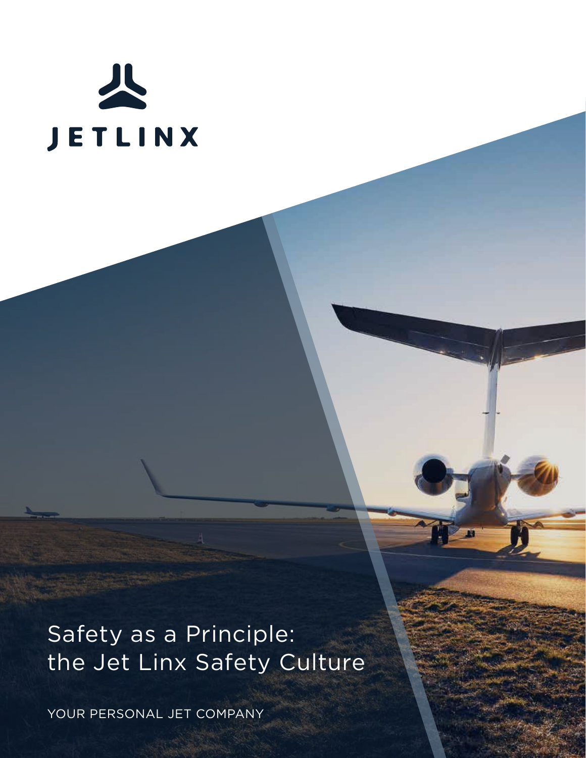JETLINX

# Safety as a Principle: the Jet Linx Safety Culture

YOUR PERSONAL JET COMPANY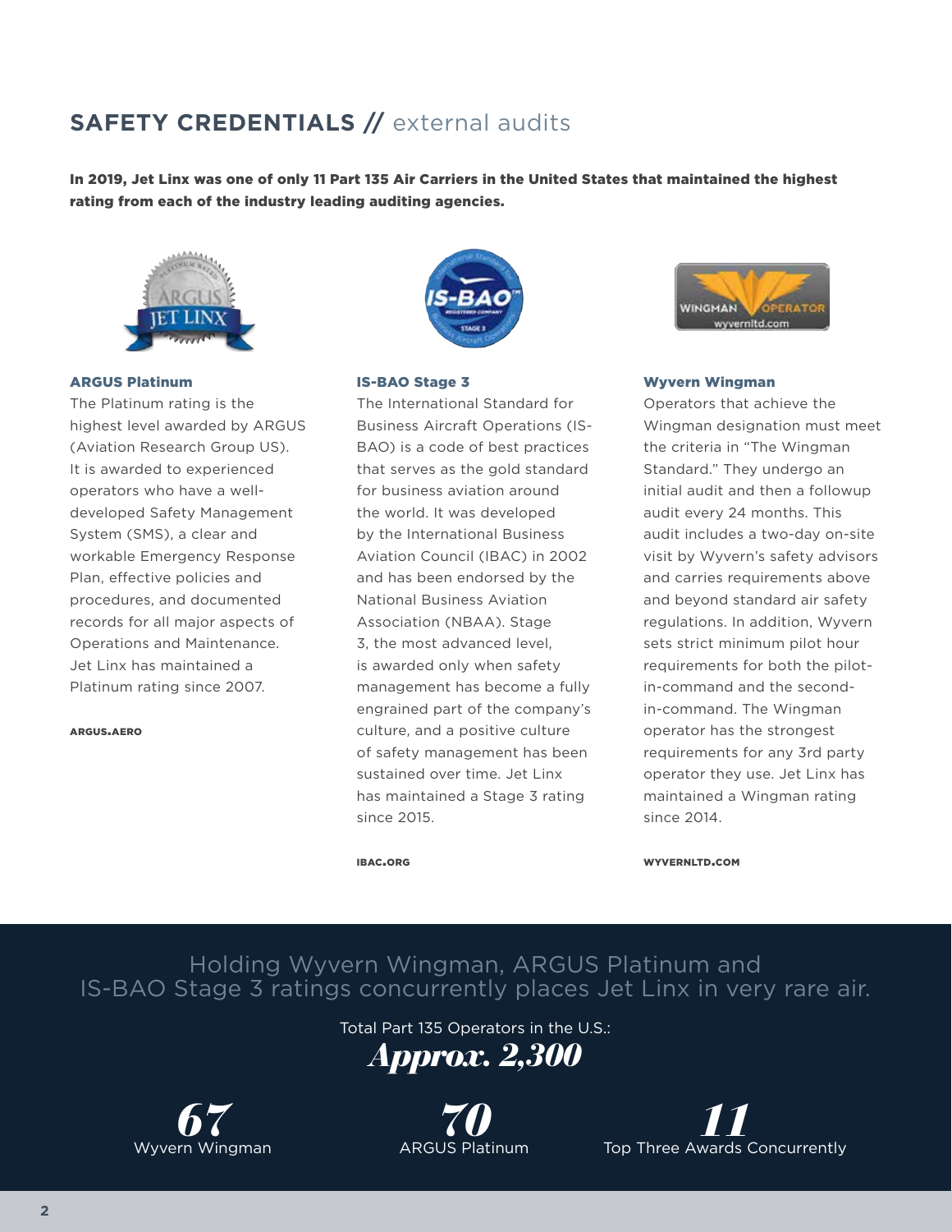## SAFETY CREDENTIALS // external audits

**In 2019, Jet Linx was one of only 11 Part 135 Air Carriers in the United States that maintained the highest rating from each of the industry leading auditing agencies.**

### ARGUS Platinum

The Platinum rating is the highest level awarded by ARGUS (Aviation Research Group US). It is awarded to experienced operators who have a well-developed Safety Management System (SMS), a clear and workable Emergency Response Plan, effective policies and procedures, and documented records for all major aspects of Operations and Maintenance. Jet Linx has maintained a Platinum rating since 2007.

ARGUS.AERO

### IS-BAO Stage 3

The International Standard for Business Aircraft Operations (IS-BAO) is a code of best practices that serves as the gold standard for business aviation around the world. It was developed by the International Business Aviation Council (IBAC) in 2002 and has been endorsed by the National Business Aviation Association (NBAA). Stage 3, the most advanced level, is awarded only when safety management has become a fully engrained part of the company's culture, and a positive culture of safety management has been sustained over time. Jet Linx has maintained a Stage 3 rating since 2015.

IBAC.ORG

### Wyvern Wingman

Operators that achieve the Wingman designation must meet the criteria in "The Wingman Standard." They undergo an initial audit and then a followup audit every 24 months. This audit includes a two-day on-site visit by Wyvern's safety advisors and carries requirements above and beyond standard air safety regulations. In addition, Wyvern sets strict minimum pilot hour requirements for both the pilot-in-command and the second-in-command. The Wingman operator has the strongest requirements for any 3rd party operator they use. Jet Linx has maintained a Wingman rating since 2014.

WYVERNLTD.COM

Holding Wyvern Wingman, ARGUS Platinum and IS-BAO Stage 3 ratings concurrently places Jet Linx in very rare air.

Total Part 135 Operators in the U.S.:
***Approx. 2,300***

***67*** Wyvern Wingman

***70*** ARGUS Platinum

***11*** Top Three Awards Concurrently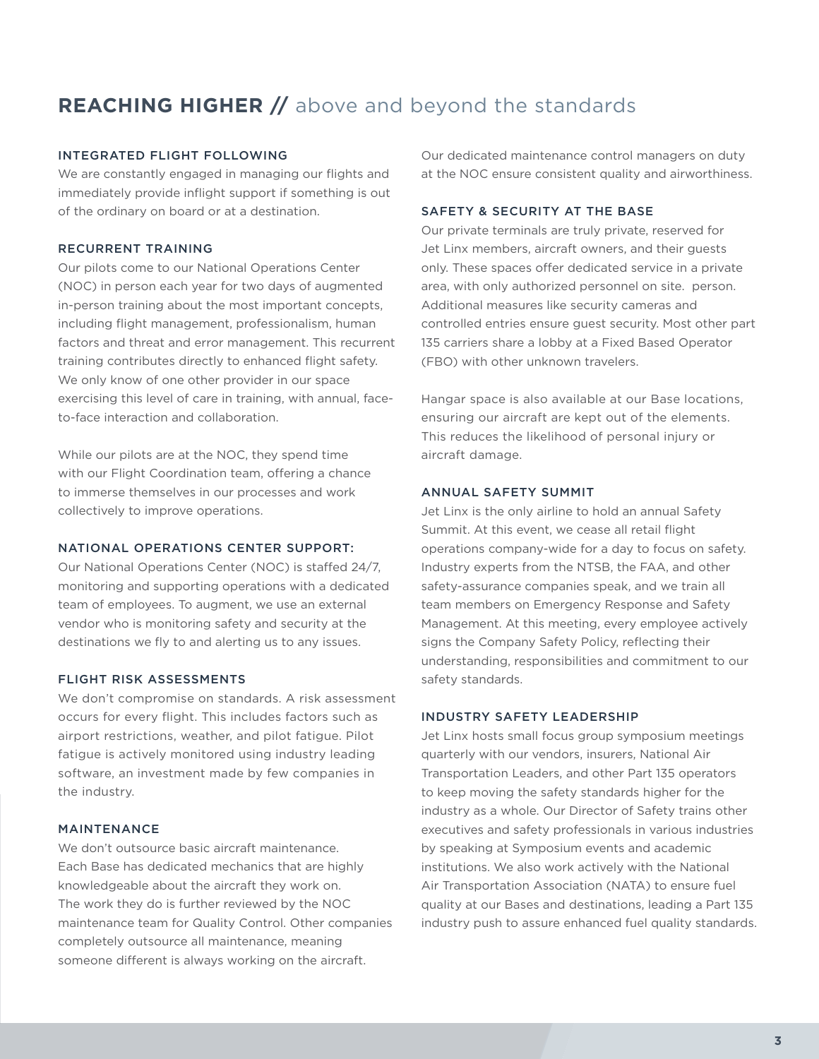## **REACHING HIGHER //** above and beyond the standards

### INTEGRATED FLIGHT FOLLOWING

We are constantly engaged in managing our flights and immediately provide inflight support if something is out of the ordinary on board or at a destination.

### RECURRENT TRAINING

Our pilots come to our National Operations Center (NOC) in person each year for two days of augmented in-person training about the most important concepts, including flight management, professionalism, human factors and threat and error management. This recurrent training contributes directly to enhanced flight safety. We only know of one other provider in our space exercising this level of care in training, with annual, face-to-face interaction and collaboration.

While our pilots are at the NOC, they spend time with our Flight Coordination team, offering a chance to immerse themselves in our processes and work collectively to improve operations.

### NATIONAL OPERATIONS CENTER SUPPORT:

Our National Operations Center (NOC) is staffed 24/7, monitoring and supporting operations with a dedicated team of employees. To augment, we use an external vendor who is monitoring safety and security at the destinations we fly to and alerting us to any issues.

### FLIGHT RISK ASSESSMENTS

We don't compromise on standards. A risk assessment occurs for every flight. This includes factors such as airport restrictions, weather, and pilot fatigue. Pilot fatigue is actively monitored using industry leading software, an investment made by few companies in the industry.

### MAINTENANCE

We don't outsource basic aircraft maintenance. Each Base has dedicated mechanics that are highly knowledgeable about the aircraft they work on. The work they do is further reviewed by the NOC maintenance team for Quality Control. Other companies completely outsource all maintenance, meaning someone different is always working on the aircraft.

Our dedicated maintenance control managers on duty at the NOC ensure consistent quality and airworthiness.

### SAFETY & SECURITY AT THE BASE

Our private terminals are truly private, reserved for Jet Linx members, aircraft owners, and their guests only. These spaces offer dedicated service in a private area, with only authorized personnel on site. person. Additional measures like security cameras and controlled entries ensure guest security. Most other part 135 carriers share a lobby at a Fixed Based Operator (FBO) with other unknown travelers.

Hangar space is also available at our Base locations, ensuring our aircraft are kept out of the elements. This reduces the likelihood of personal injury or aircraft damage.

### ANNUAL SAFETY SUMMIT

Jet Linx is the only airline to hold an annual Safety Summit. At this event, we cease all retail flight operations company-wide for a day to focus on safety. Industry experts from the NTSB, the FAA, and other safety-assurance companies speak, and we train all team members on Emergency Response and Safety Management. At this meeting, every employee actively signs the Company Safety Policy, reflecting their understanding, responsibilities and commitment to our safety standards.

### INDUSTRY SAFETY LEADERSHIP

Jet Linx hosts small focus group symposium meetings quarterly with our vendors, insurers, National Air Transportation Leaders, and other Part 135 operators to keep moving the safety standards higher for the industry as a whole. Our Director of Safety trains other executives and safety professionals in various industries by speaking at Symposium events and academic institutions. We also work actively with the National Air Transportation Association (NATA) to ensure fuel quality at our Bases and destinations, leading a Part 135 industry push to assure enhanced fuel quality standards.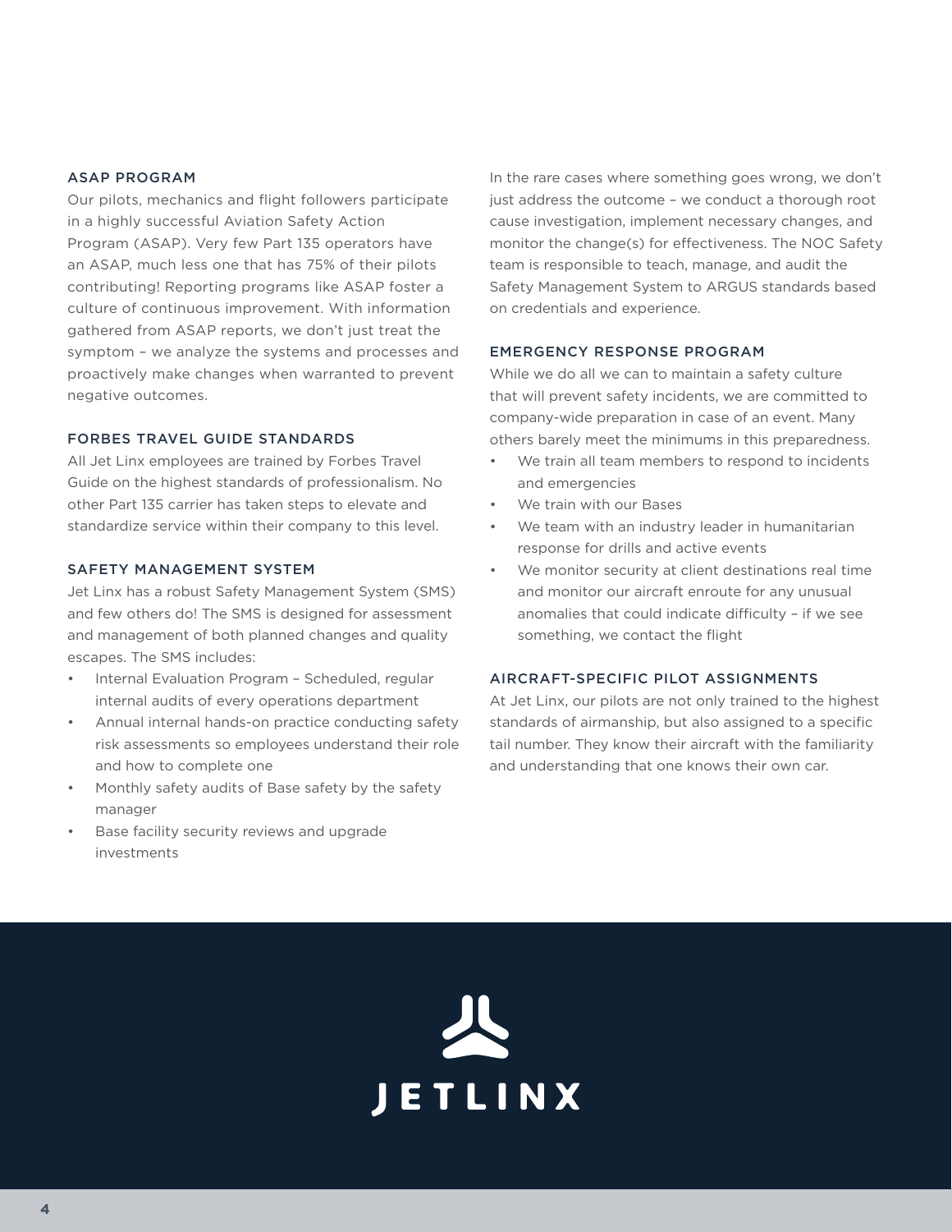## ASAP PROGRAM

Our pilots, mechanics and flight followers participate in a highly successful Aviation Safety Action Program (ASAP). Very few Part 135 operators have an ASAP, much less one that has 75% of their pilots contributing! Reporting programs like ASAP foster a culture of continuous improvement. With information gathered from ASAP reports, we don't just treat the symptom – we analyze the systems and processes and proactively make changes when warranted to prevent negative outcomes.

## FORBES TRAVEL GUIDE STANDARDS

All Jet Linx employees are trained by Forbes Travel Guide on the highest standards of professionalism. No other Part 135 carrier has taken steps to elevate and standardize service within their company to this level.

## SAFETY MANAGEMENT SYSTEM

Jet Linx has a robust Safety Management System (SMS) and few others do! The SMS is designed for assessment and management of both planned changes and quality escapes. The SMS includes:

- Internal Evaluation Program – Scheduled, regular internal audits of every operations department
- Annual internal hands-on practice conducting safety risk assessments so employees understand their role and how to complete one
- Monthly safety audits of Base safety by the safety manager
- Base facility security reviews and upgrade investments

In the rare cases where something goes wrong, we don't just address the outcome – we conduct a thorough root cause investigation, implement necessary changes, and monitor the change(s) for effectiveness. The NOC Safety team is responsible to teach, manage, and audit the Safety Management System to ARGUS standards based on credentials and experience.

## EMERGENCY RESPONSE PROGRAM

While we do all we can to maintain a safety culture that will prevent safety incidents, we are committed to company-wide preparation in case of an event. Many others barely meet the minimums in this preparedness.

- We train all team members to respond to incidents and emergencies
- We train with our Bases
- We team with an industry leader in humanitarian response for drills and active events
- We monitor security at client destinations real time and monitor our aircraft enroute for any unusual anomalies that could indicate difficulty – if we see something, we contact the flight

## AIRCRAFT-SPECIFIC PILOT ASSIGNMENTS

At Jet Linx, our pilots are not only trained to the highest standards of airmanship, but also assigned to a specific tail number. They know their aircraft with the familiarity and understanding that one knows their own car.

JETLINX